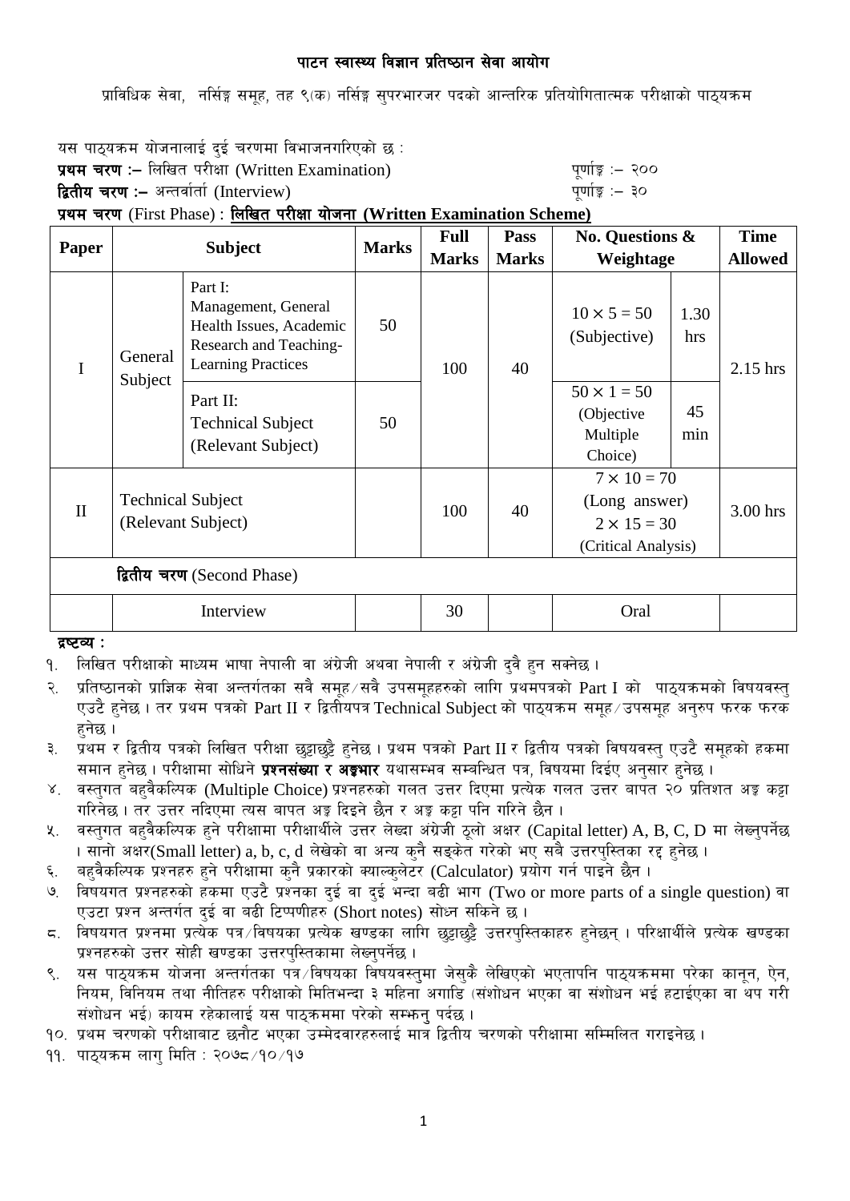# पाटन स्वास्थ्य विज्ञान प्रतिष्ठान सेवा आयोग

प्राविधिक सेवा, नर्सिङ्ग समूह, तह ९(क) नर्सिङ्ग सुपरभारजर पदको आन्तरिक प्रतियोगितात्मक परीक्षाको पाठ्यक्रम

यस पाठ्यक्रम योजनालाई दुई चरणमा विभाजनगरिएको छ :

**प्रथम चरण :–** लिखित परीक्षा (Written Examination) पूर्णाङ्क :– २००

**द्वितीय चरण :–** अन्तर्वार्ता (Interview) पूर्णाङ्क :– ३०

**प्रथम चरण** (First Phase) : **लिखित परीक्षा योजना (Written Examination Scheme)**

| Paper | Subject | | Marks | Full Marks | Pass Marks | No. Questions & Weightage | | Time Allowed |
|---|---|---|---|---|---|---|---|---|
| I | General Subject | Part I: Management, General Health Issues, Academic Research and Teaching-Learning Practices | 50 | 100 | 40 | $10 \times 5 = 50$ (Subjective) | 1.30 hrs | 2.15 hrs |
| | | Part II: Technical Subject (Relevant Subject) | 50 | | | $50 \times 1 = 50$ (Objective Multiple Choice) | 45 min | |
| II | Technical Subject (Relevant Subject) | | | 100 | 40 | $7 \times 10 = 70$ (Long answer) $2 \times 15 = 30$ (Critical Analysis) | | 3.00 hrs |
| **द्वितीय चरण** (Second Phase) | | | | | | | | |
| | Interview | | | 30 | | Oral | | |

**द्रष्टव्य :**

१. लिखित परीक्षाको माध्यम भाषा नेपाली वा अंग्रेजी अथवा नेपाली र अंग्रेजी दुवै हुन सक्नेछ ।

२. प्रतिष्ठानको प्राज्ञिक सेवा अन्तर्गतका सवै समूह/सवै उपसमूहहरुको लागि प्रथमपत्रको Part I को पाठ्यक्रमको विषयवस्तु एउटै हुनेछ । तर प्रथम पत्रको Part II र द्वितीयपत्र Technical Subject को पाठ्यक्रम समूह/उपसमूह अनुरुप फरक फरक हुनेछ ।

३. प्रथम र द्वितीय पत्रको लिखित परीक्षा छुट्टाछुट्टै हुनेछ । प्रथम पत्रको Part II र द्वितीय पत्रको विषयवस्तु एउटै समूहको हकमा समान हुनेछ । परीक्षामा सोधिने **प्रश्नसंख्या र अङ्कभार** यथासम्भव सम्बन्धित पत्र, विषयमा दिईए अनुसार हुनेछ ।

४. वस्तुगत बहुवैकल्पिक (Multiple Choice) प्रश्नहरुको गलत उत्तर दिएमा प्रत्येक गलत उत्तर बापत २० प्रतिशत अङ्क कट्टा गरिनेछ । तर उत्तर नदिएमा त्यस बापत अङ्क दिइने छैन र अङ्क कट्टा पनि गरिने छैन ।

५. वस्तुगत बहुवैकल्पिक हुने परीक्षामा परीक्षार्थीले उत्तर लेख्दा अंग्रेजी ठूलो अक्षर (Capital letter) A, B, C, D मा लेख्नुपर्नेछ । सानो अक्षर(Small letter) a, b, c, d लेखेको वा अन्य कुनै सङ्केत गरेको भए सबै उत्तरपुस्तिका रद्द हुनेछ ।

६. बहुवैकल्पिक प्रश्नहरु हुने परीक्षामा कुनै प्रकारको क्याल्कुलेटर (Calculator) प्रयोग गर्न पाइने छैन ।

७. विषयगत प्रश्नहरुको हकमा एउटै प्रश्नका दुई वा दुई भन्दा बढी भाग (Two or more parts of a single question) वा एउटा प्रश्न अन्तर्गत दुई वा बढी टिप्पणीहरु (Short notes) सोध्न सकिने छ ।

८. विषयगत प्रश्नमा प्रत्येक पत्र/विषयका प्रत्येक खण्डका लागि छुट्टाछुट्टै उत्तरपुस्तिकाहरु हुनेछन् । परिक्षार्थीले प्रत्येक खण्डका प्रश्नहरुको उत्तर सोही खण्डका उत्तरपुस्तिकामा लेख्नुपर्नेछ ।

९. यस पाठ्यक्रम योजना अन्तर्गतका पत्र/विषयका विषयवस्तुमा जेसुकै लेखिएको भएतापनि पाठ्यक्रममा परेका कानून, ऐन, नियम, विनियम तथा नीतिहरु परीक्षाको मितिभन्दा ३ महिना अगाडि (संशोधन भएका वा संशोधन भई हटाईएका वा थप गरी संशोधन भई) कायम रहेकालाई यस पाठ्कममा परेको सम्झनु पर्दछ ।

१०. प्रथम चरणको परीक्षाबाट छनौट भएका उम्मेदवारहरुलाई मात्र द्वितीय चरणको परीक्षामा सम्मिलित गराइनेछ ।

११. पाठ्यक्रम लागु मिति : २०७८/१०/१७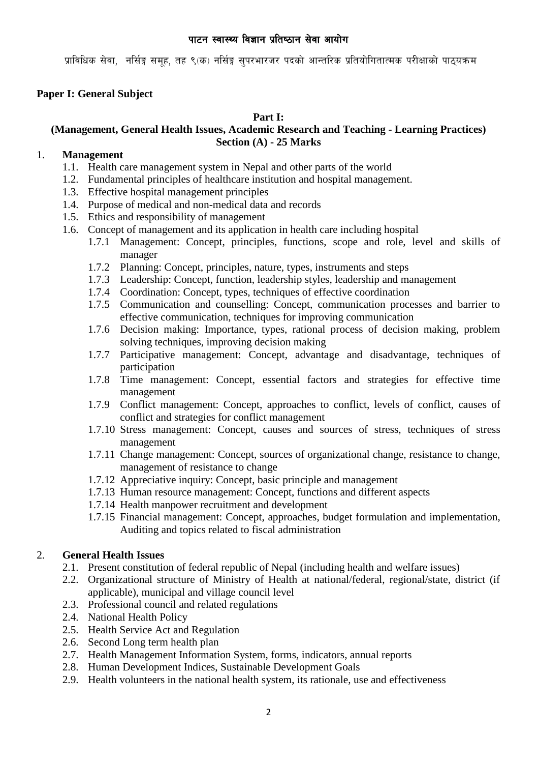## पाटन स्वास्थ्य विज्ञान प्रतिष्ठान सेवा आयोग

प्राविधिक सेवा, नर्सिङ्ग समूह, तह ९(क) नर्सिङ्ग सुपरभारजर पदको आन्तरिक प्रतियोगितात्मक परीक्षाको पाठ्यक्रम

**Paper I: General Subject**

**Part I:**
**(Management, General Health Issues, Academic Research and Teaching - Learning Practices)**
**Section (A) - 25 Marks**

1. **Management**
   - 1.1. Health care management system in Nepal and other parts of the world
   - 1.2. Fundamental principles of healthcare institution and hospital management.
   - 1.3. Effective hospital management principles
   - 1.4. Purpose of medical and non-medical data and records
   - 1.5. Ethics and responsibility of management
   - 1.6. Concept of management and its application in health care including hospital
     - 1.7.1 Management: Concept, principles, functions, scope and role, level and skills of manager
     - 1.7.2 Planning: Concept, principles, nature, types, instruments and steps
     - 1.7.3 Leadership: Concept, function, leadership styles, leadership and management
     - 1.7.4 Coordination: Concept, types, techniques of effective coordination
     - 1.7.5 Communication and counselling: Concept, communication processes and barrier to effective communication, techniques for improving communication
     - 1.7.6 Decision making: Importance, types, rational process of decision making, problem solving techniques, improving decision making
     - 1.7.7 Participative management: Concept, advantage and disadvantage, techniques of participation
     - 1.7.8 Time management: Concept, essential factors and strategies for effective time management
     - 1.7.9 Conflict management: Concept, approaches to conflict, levels of conflict, causes of conflict and strategies for conflict management
     - 1.7.10 Stress management: Concept, causes and sources of stress, techniques of stress management
     - 1.7.11 Change management: Concept, sources of organizational change, resistance to change, management of resistance to change
     - 1.7.12 Appreciative inquiry: Concept, basic principle and management
     - 1.7.13 Human resource management: Concept, functions and different aspects
     - 1.7.14 Health manpower recruitment and development
     - 1.7.15 Financial management: Concept, approaches, budget formulation and implementation, Auditing and topics related to fiscal administration

2. **General Health Issues**
   - 2.1. Present constitution of federal republic of Nepal (including health and welfare issues)
   - 2.2. Organizational structure of Ministry of Health at national/federal, regional/state, district (if applicable), municipal and village council level
   - 2.3. Professional council and related regulations
   - 2.4. National Health Policy
   - 2.5. Health Service Act and Regulation
   - 2.6. Second Long term health plan
   - 2.7. Health Management Information System, forms, indicators, annual reports
   - 2.8. Human Development Indices, Sustainable Development Goals
   - 2.9. Health volunteers in the national health system, its rationale, use and effectiveness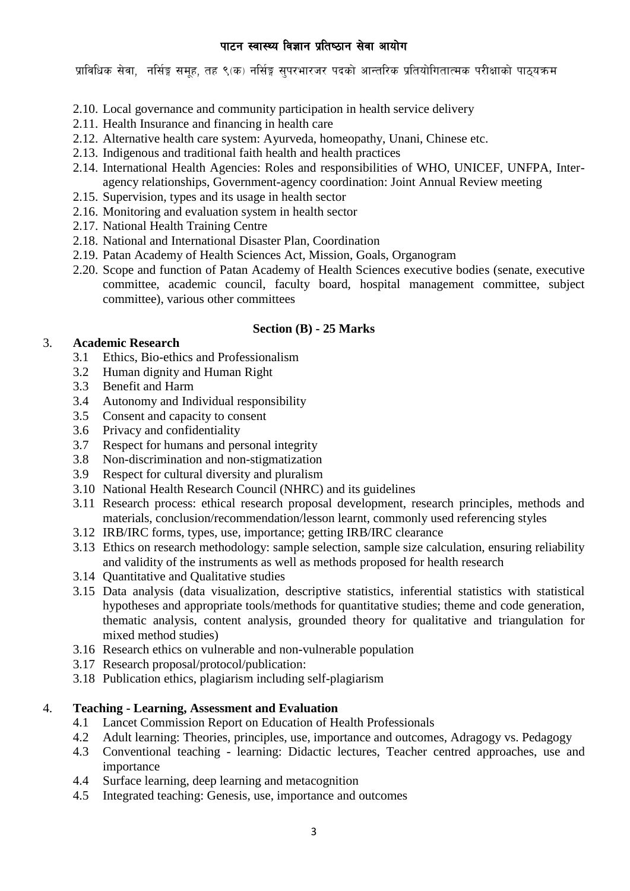2.10. Local governance and community participation in health service delivery
2.11. Health Insurance and financing in health care
2.12. Alternative health care system: Ayurveda, homeopathy, Unani, Chinese etc.
2.13. Indigenous and traditional faith health and health practices
2.14. International Health Agencies: Roles and responsibilities of WHO, UNICEF, UNFPA, Inter-agency relationships, Government-agency coordination: Joint Annual Review meeting
2.15. Supervision, types and its usage in health sector
2.16. Monitoring and evaluation system in health sector
2.17. National Health Training Centre
2.18. National and International Disaster Plan, Coordination
2.19. Patan Academy of Health Sciences Act, Mission, Goals, Organogram
2.20. Scope and function of Patan Academy of Health Sciences executive bodies (senate, executive committee, academic council, faculty board, hospital management committee, subject committee), various other committees

### Section (B) - 25 Marks

3. **Academic Research**
   3.1 Ethics, Bio-ethics and Professionalism
   3.2 Human dignity and Human Right
   3.3 Benefit and Harm
   3.4 Autonomy and Individual responsibility
   3.5 Consent and capacity to consent
   3.6 Privacy and confidentiality
   3.7 Respect for humans and personal integrity
   3.8 Non-discrimination and non-stigmatization
   3.9 Respect for cultural diversity and pluralism
   3.10 National Health Research Council (NHRC) and its guidelines
   3.11 Research process: ethical research proposal development, research principles, methods and materials, conclusion/recommendation/lesson learnt, commonly used referencing styles
   3.12 IRB/IRC forms, types, use, importance; getting IRB/IRC clearance
   3.13 Ethics on research methodology: sample selection, sample size calculation, ensuring reliability and validity of the instruments as well as methods proposed for health research
   3.14 Quantitative and Qualitative studies
   3.15 Data analysis (data visualization, descriptive statistics, inferential statistics with statistical hypotheses and appropriate tools/methods for quantitative studies; theme and code generation, thematic analysis, content analysis, grounded theory for qualitative and triangulation for mixed method studies)
   3.16 Research ethics on vulnerable and non-vulnerable population
   3.17 Research proposal/protocol/publication:
   3.18 Publication ethics, plagiarism including self-plagiarism

4. **Teaching - Learning, Assessment and Evaluation**
   4.1 Lancet Commission Report on Education of Health Professionals
   4.2 Adult learning: Theories, principles, use, importance and outcomes, Adragogy vs. Pedagogy
   4.3 Conventional teaching - learning: Didactic lectures, Teacher centred approaches, use and importance
   4.4 Surface learning, deep learning and metacognition
   4.5 Integrated teaching: Genesis, use, importance and outcomes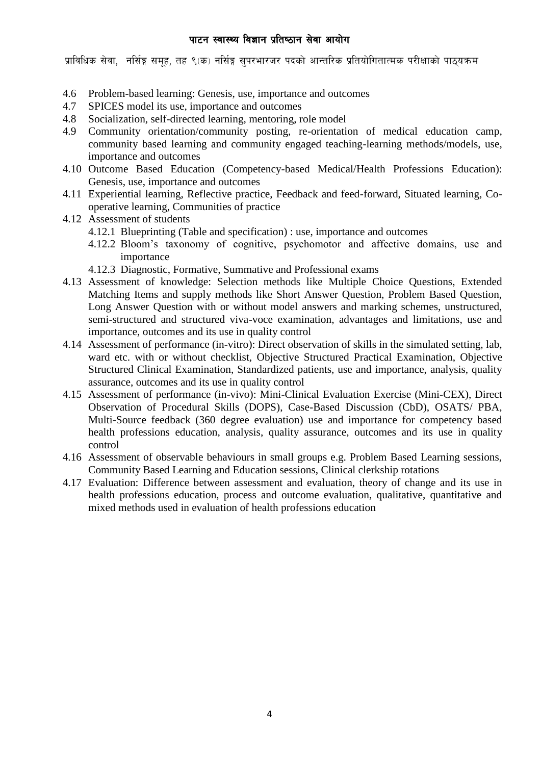- 4.6 Problem-based learning: Genesis, use, importance and outcomes
- 4.7 SPICES model its use, importance and outcomes
- 4.8 Socialization, self-directed learning, mentoring, role model
- 4.9 Community orientation/community posting, re-orientation of medical education camp, community based learning and community engaged teaching-learning methods/models, use, importance and outcomes
- 4.10 Outcome Based Education (Competency-based Medical/Health Professions Education): Genesis, use, importance and outcomes
- 4.11 Experiential learning, Reflective practice, Feedback and feed-forward, Situated learning, Co-operative learning, Communities of practice
- 4.12 Assessment of students
    - 4.12.1 Blueprinting (Table and specification) : use, importance and outcomes
    - 4.12.2 Bloom's taxonomy of cognitive, psychomotor and affective domains, use and importance
    - 4.12.3 Diagnostic, Formative, Summative and Professional exams
- 4.13 Assessment of knowledge: Selection methods like Multiple Choice Questions, Extended Matching Items and supply methods like Short Answer Question, Problem Based Question, Long Answer Question with or without model answers and marking schemes, unstructured, semi-structured and structured viva-voce examination, advantages and limitations, use and importance, outcomes and its use in quality control
- 4.14 Assessment of performance (in-vitro): Direct observation of skills in the simulated setting, lab, ward etc. with or without checklist, Objective Structured Practical Examination, Objective Structured Clinical Examination, Standardized patients, use and importance, analysis, quality assurance, outcomes and its use in quality control
- 4.15 Assessment of performance (in-vivo): Mini-Clinical Evaluation Exercise (Mini-CEX), Direct Observation of Procedural Skills (DOPS), Case-Based Discussion (CbD), OSATS/ PBA, Multi-Source feedback (360 degree evaluation) use and importance for competency based health professions education, analysis, quality assurance, outcomes and its use in quality control
- 4.16 Assessment of observable behaviours in small groups e.g. Problem Based Learning sessions, Community Based Learning and Education sessions, Clinical clerkship rotations
- 4.17 Evaluation: Difference between assessment and evaluation, theory of change and its use in health professions education, process and outcome evaluation, qualitative, quantitative and mixed methods used in evaluation of health professions education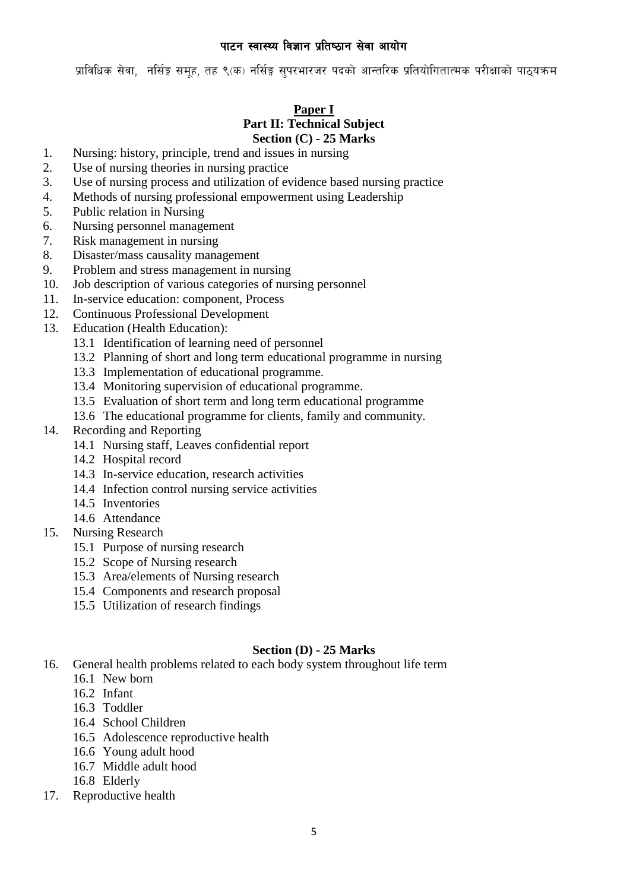**Paper I**

**Part II: Technical Subject**

**Section (C) - 25 Marks**

1. Nursing: history, principle, trend and issues in nursing
2. Use of nursing theories in nursing practice
3. Use of nursing process and utilization of evidence based nursing practice
4. Methods of nursing professional empowerment using Leadership
5. Public relation in Nursing
6. Nursing personnel management
7. Risk management in nursing
8. Disaster/mass causality management
9. Problem and stress management in nursing
10. Job description of various categories of nursing personnel
11. In-service education: component, Process
12. Continuous Professional Development
13. Education (Health Education):
    - 13.1 Identification of learning need of personnel
    - 13.2 Planning of short and long term educational programme in nursing
    - 13.3 Implementation of educational programme.
    - 13.4 Monitoring supervision of educational programme.
    - 13.5 Evaluation of short term and long term educational programme
    - 13.6 The educational programme for clients, family and community.
14. Recording and Reporting
    - 14.1 Nursing staff, Leaves confidential report
    - 14.2 Hospital record
    - 14.3 In-service education, research activities
    - 14.4 Infection control nursing service activities
    - 14.5 Inventories
    - 14.6 Attendance
15. Nursing Research
    - 15.1 Purpose of nursing research
    - 15.2 Scope of Nursing research
    - 15.3 Area/elements of Nursing research
    - 15.4 Components and research proposal
    - 15.5 Utilization of research findings

**Section (D) - 25 Marks**

16. General health problems related to each body system throughout life term
    - 16.1 New born
    - 16.2 Infant
    - 16.3 Toddler
    - 16.4 School Children
    - 16.5 Adolescence reproductive health
    - 16.6 Young adult hood
    - 16.7 Middle adult hood
    - 16.8 Elderly
17. Reproductive health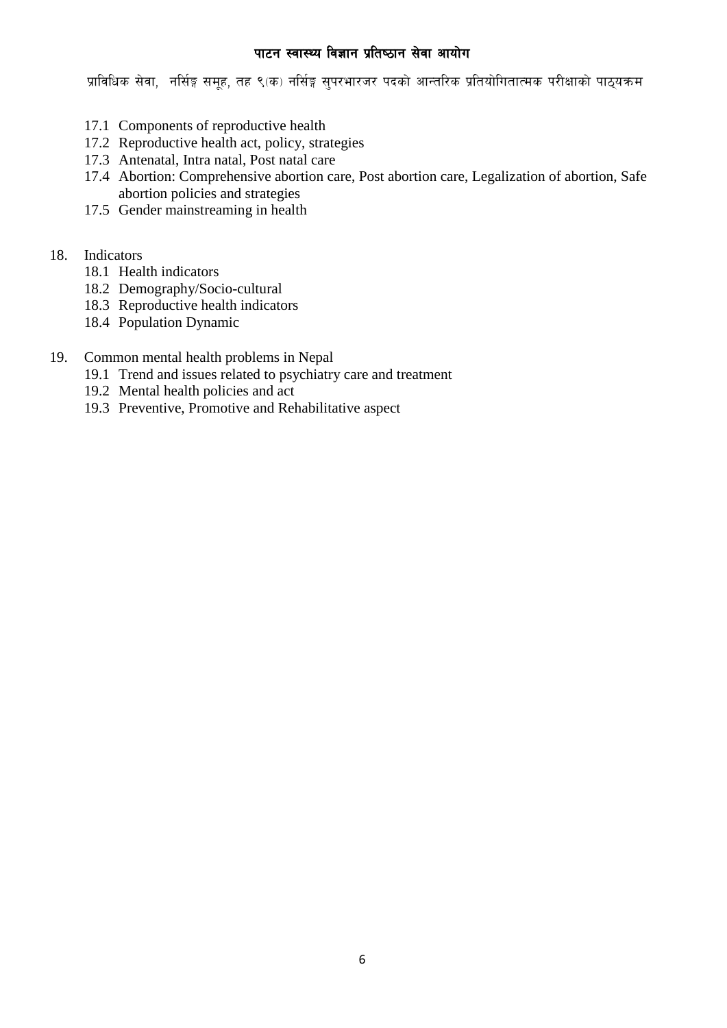- 17.1 Components of reproductive health
- 17.2 Reproductive health act, policy, strategies
- 17.3 Antenatal, Intra natal, Post natal care
- 17.4 Abortion: Comprehensive abortion care, Post abortion care, Legalization of abortion, Safe abortion policies and strategies
- 17.5 Gender mainstreaming in health

18. Indicators
    - 18.1 Health indicators
    - 18.2 Demography/Socio-cultural
    - 18.3 Reproductive health indicators
    - 18.4 Population Dynamic

19. Common mental health problems in Nepal
    - 19.1 Trend and issues related to psychiatry care and treatment
    - 19.2 Mental health policies and act
    - 19.3 Preventive, Promotive and Rehabilitative aspect